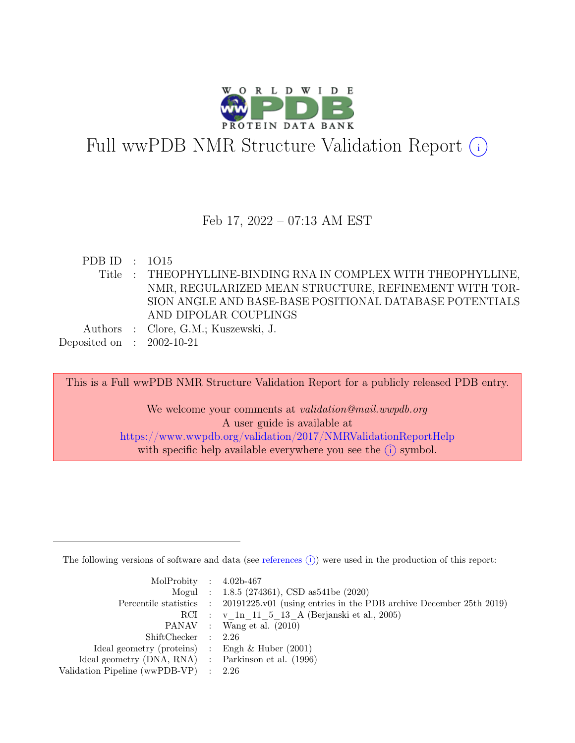# Full wwPDB NMR Structure Validation Report (i)

Feb 17, 2022 – 07:13 AM EST

| | | |
|---|---|---|
| PDB ID | : | 1O15 |
| Title | : | THEOPHYLLINE-BINDING RNA IN COMPLEX WITH THEOPHYLLINE, NMR, REGULARIZED MEAN STRUCTURE, REFINEMENT WITH TORSION ANGLE AND BASE-BASE POSITIONAL DATABASE POTENTIALS AND DIPOLAR COUPLINGS |
| Authors | : | Clore, G.M.; Kuszewski, J. |
| Deposited on | : | 2002-10-21 |

This is a Full wwPDB NMR Structure Validation Report for a publicly released PDB entry.

We welcome your comments at *validation@mail.wwpdb.org*
A user guide is available at
https://www.wwpdb.org/validation/2017/NMRValidationReportHelp
with specific help available everywhere you see the (i) symbol.

The following versions of software and data (see references (i)) were used in the production of this report:

| | | |
|---|---|---|
| MolProbity | : | 4.02b-467 |
| Mogul | : | 1.8.5 (274361), CSD as541be (2020) |
| Percentile statistics | : | 20191225.v01 (using entries in the PDB archive December 25th 2019) |
| RCI | : | v_1n_11_5_13_A (Berjanski et al., 2005) |
| PANAV | : | Wang et al. (2010) |
| ShiftChecker | : | 2.26 |
| Ideal geometry (proteins) | : | Engh & Huber (2001) |
| Ideal geometry (DNA, RNA) | : | Parkinson et al. (1996) |
| Validation Pipeline (wwPDB-VP) | : | 2.26 |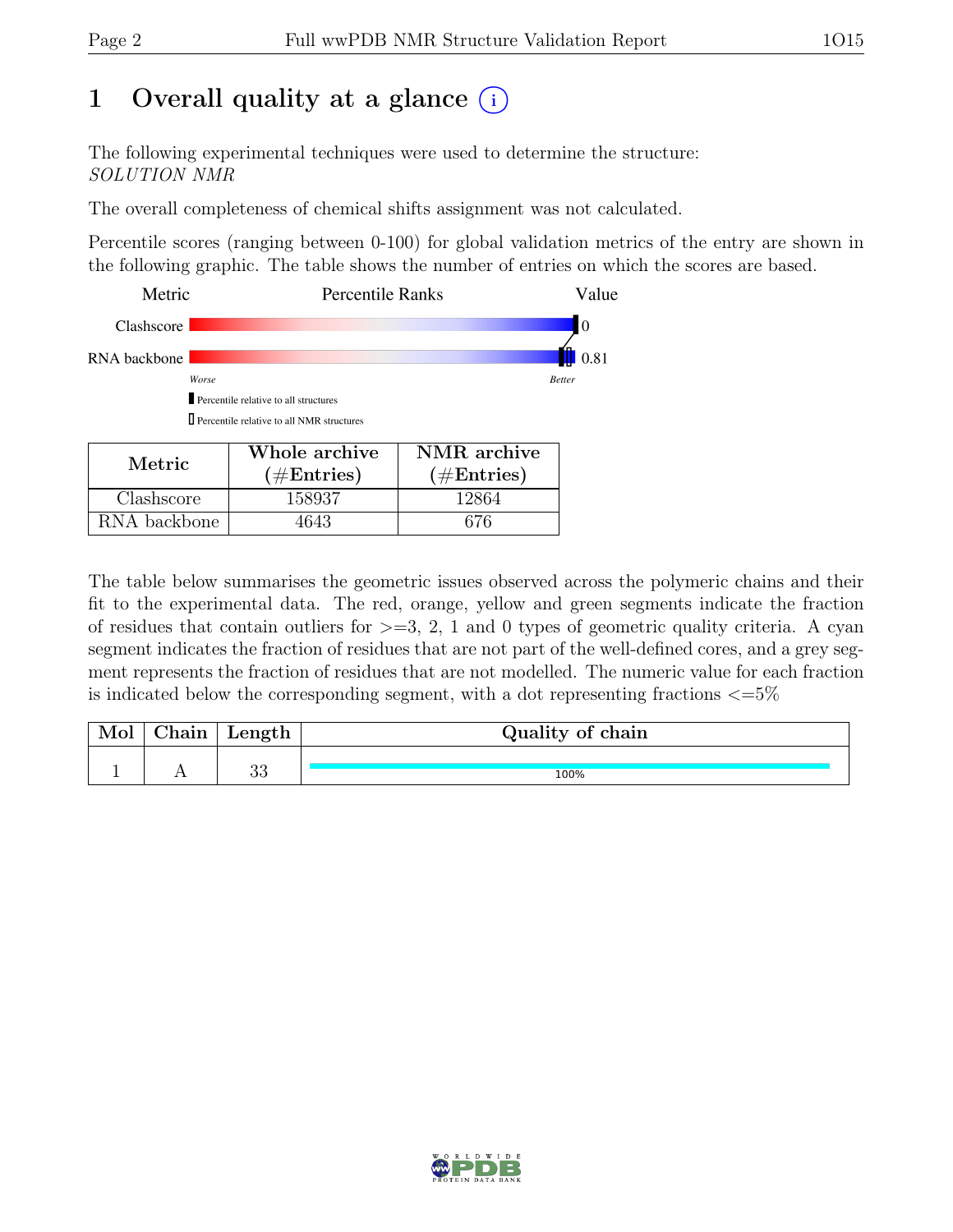# 1 Overall quality at a glance (i)

The following experimental techniques were used to determine the structure:
*SOLUTION NMR*

The overall completeness of chemical shifts assignment was not calculated.

Percentile scores (ranging between 0-100) for global validation metrics of the entry are shown in the following graphic. The table shows the number of entries on which the scores are based.

| Metric | Percentile Ranks | Value |
|---|---|---|
| Clashscore | | 0 |
| RNA backbone | | 0.81 |

Worse — Better

▮ Percentile relative to all structures

▯ Percentile relative to all NMR structures

| Metric | Whole archive (#Entries) | NMR archive (#Entries) |
|---|---|---|
| Clashscore | 158937 | 12864 |
| RNA backbone | 4643 | 676 |

The table below summarises the geometric issues observed across the polymeric chains and their fit to the experimental data. The red, orange, yellow and green segments indicate the fraction of residues that contain outliers for >=3, 2, 1 and 0 types of geometric quality criteria. A cyan segment indicates the fraction of residues that are not part of the well-defined cores, and a grey segment represents the fraction of residues that are not modelled. The numeric value for each fraction is indicated below the corresponding segment, with a dot representing fractions <=5%

| Mol | Chain | Length | Quality of chain |
|---|---|---|---|
| 1 | A | 33 | 100% |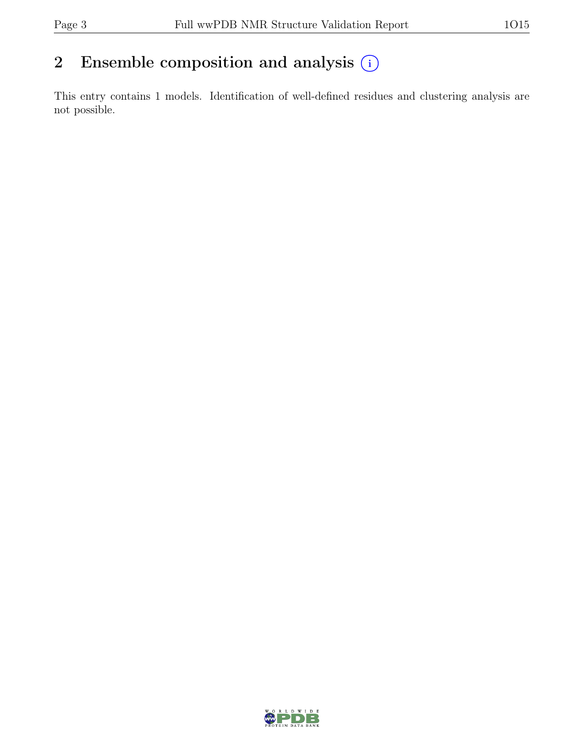## 2 Ensemble composition and analysis (i)

This entry contains 1 models. Identification of well-defined residues and clustering analysis are not possible.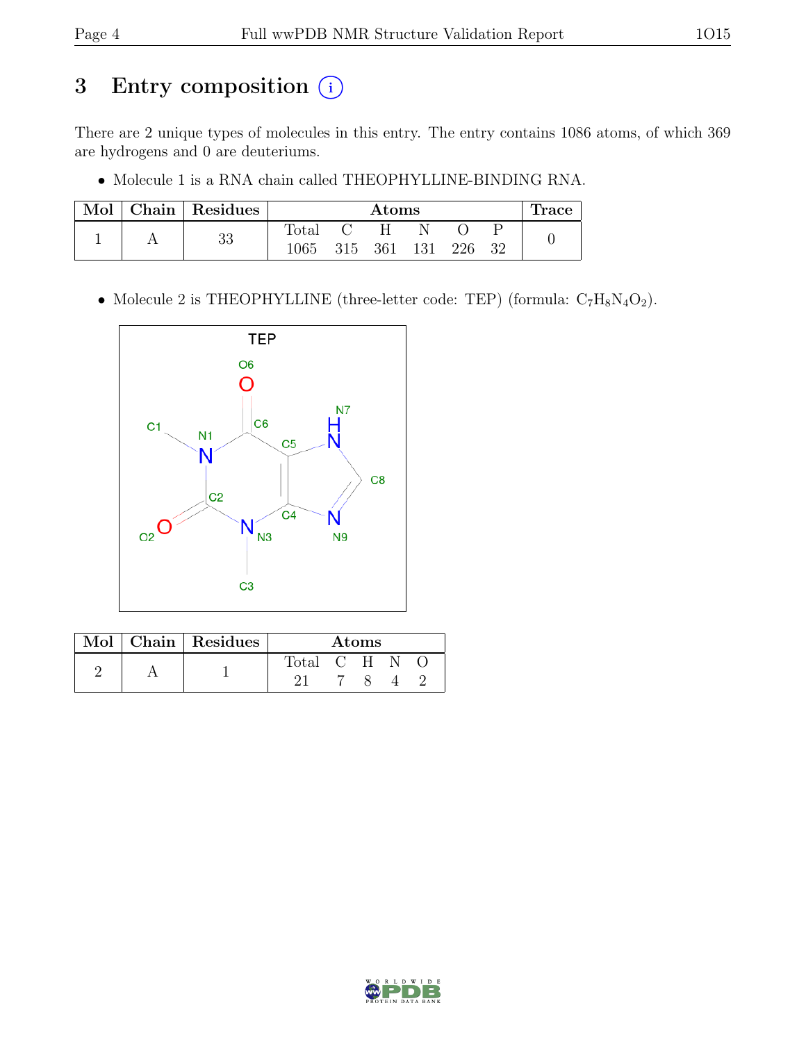# 3 Entry composition (i)

There are 2 unique types of molecules in this entry. The entry contains 1086 atoms, of which 369 are hydrogens and 0 are deuteriums.

- Molecule 1 is a RNA chain called THEOPHYLLINE-BINDING RNA.

| Mol | Chain | Residues | Atoms | | | | | | Trace |
|---|---|---|---|---|---|---|---|---|---|
| | | | Total | C | H | N | O | P | |
| 1 | A | 33 | 1065 | 315 | 361 | 131 | 226 | 32 | 0 |

- Molecule 2 is THEOPHYLLINE (three-letter code: TEP) (formula: $C_7H_8N_4O_2$).

| Mol | Chain | Residues | Atoms | | | | |
|---|---|---|---|---|---|---|---|
| | | | Total | C | H | N | O |
| 2 | A | 1 | 21 | 7 | 8 | 4 | 2 |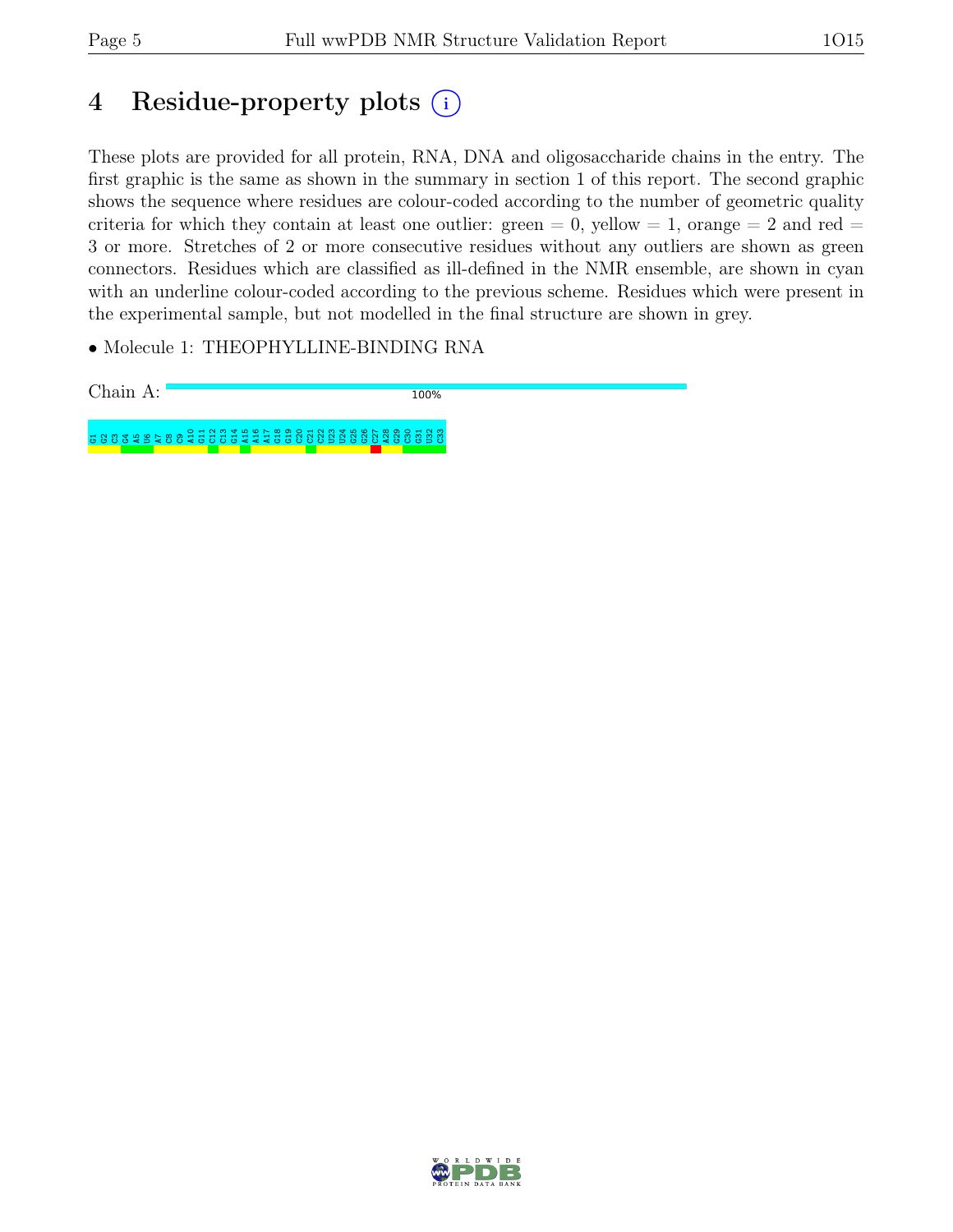# 4 Residue-property plots (i)

These plots are provided for all protein, RNA, DNA and oligosaccharide chains in the entry. The first graphic is the same as shown in the summary in section 1 of this report. The second graphic shows the sequence where residues are colour-coded according to the number of geometric quality criteria for which they contain at least one outlier: green = 0, yellow = 1, orange = 2 and red = 3 or more. Stretches of 2 or more consecutive residues without any outliers are shown as green connectors. Residues which are classified as ill-defined in the NMR ensemble, are shown in cyan with an underline colour-coded according to the previous scheme. Residues which were present in the experimental sample, but not modelled in the final structure are shown in grey.

- Molecule 1: THEOPHYLLINE-BINDING RNA

Chain A: 100%

G1 G2 C3 G4 A5 U6 A7 C8 C9 A10 G11 C12 C13 G14 A15 A16 A17 G18 G19 C20 C21 C22 U23 U24 G25 G26 C27 A28 G29 C30 G31 U32 C33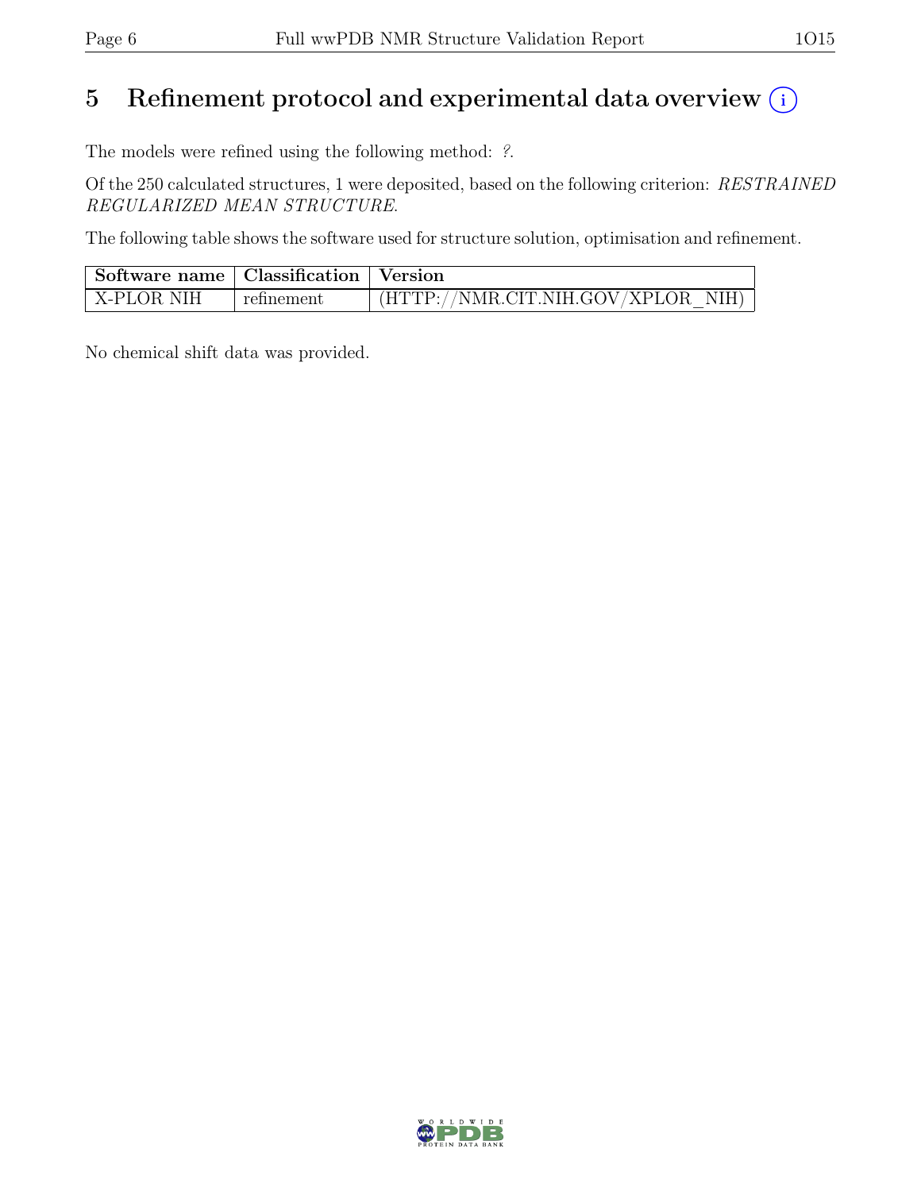# 5 Refinement protocol and experimental data overview (i)

The models were refined using the following method: *?*.

Of the 250 calculated structures, 1 were deposited, based on the following criterion: *RESTRAINED REGULARIZED MEAN STRUCTURE*.

The following table shows the software used for structure solution, optimisation and refinement.

| Software name | Classification | Version |
|---|---|---|
| X-PLOR NIH | refinement | (HTTP://NMR.CIT.NIH.GOV/XPLOR_NIH) |

No chemical shift data was provided.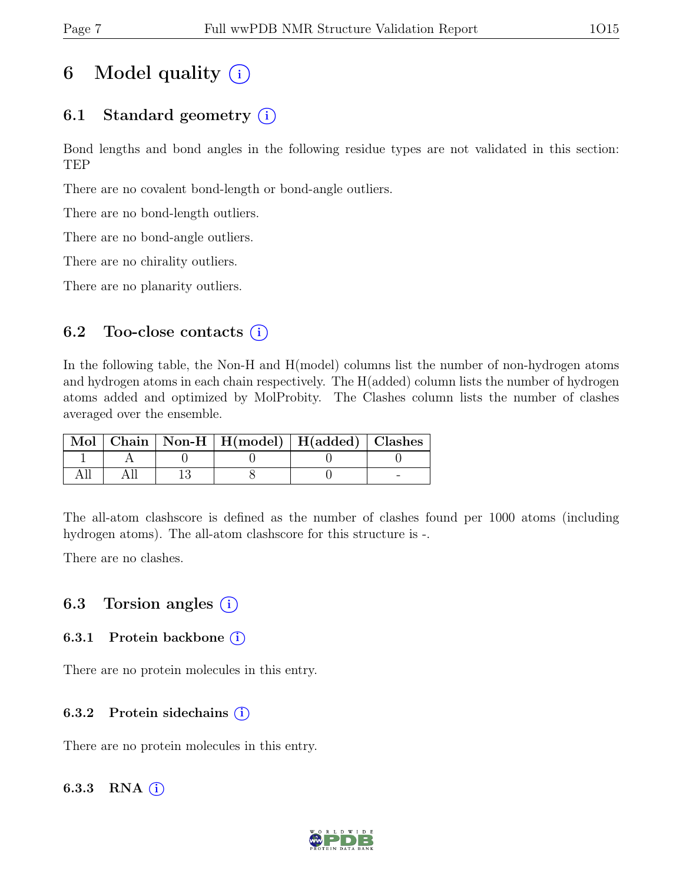# 6 Model quality (i)

## 6.1 Standard geometry (i)

Bond lengths and bond angles in the following residue types are not validated in this section: TEP

There are no covalent bond-length or bond-angle outliers.

There are no bond-length outliers.

There are no bond-angle outliers.

There are no chirality outliers.

There are no planarity outliers.

## 6.2 Too-close contacts (i)

In the following table, the Non-H and H(model) columns list the number of non-hydrogen atoms and hydrogen atoms in each chain respectively. The H(added) column lists the number of hydrogen atoms added and optimized by MolProbity. The Clashes column lists the number of clashes averaged over the ensemble.

| Mol | Chain | Non-H | H(model) | H(added) | Clashes |
|---|---|---|---|---|---|
| 1 | A | 0 | 0 | 0 | 0 |
| All | All | 13 | 8 | 0 | - |

The all-atom clashscore is defined as the number of clashes found per 1000 atoms (including hydrogen atoms). The all-atom clashscore for this structure is -.

There are no clashes.

## 6.3 Torsion angles (i)

### 6.3.1 Protein backbone (i)

There are no protein molecules in this entry.

### 6.3.2 Protein sidechains (i)

There are no protein molecules in this entry.

### 6.3.3 RNA (i)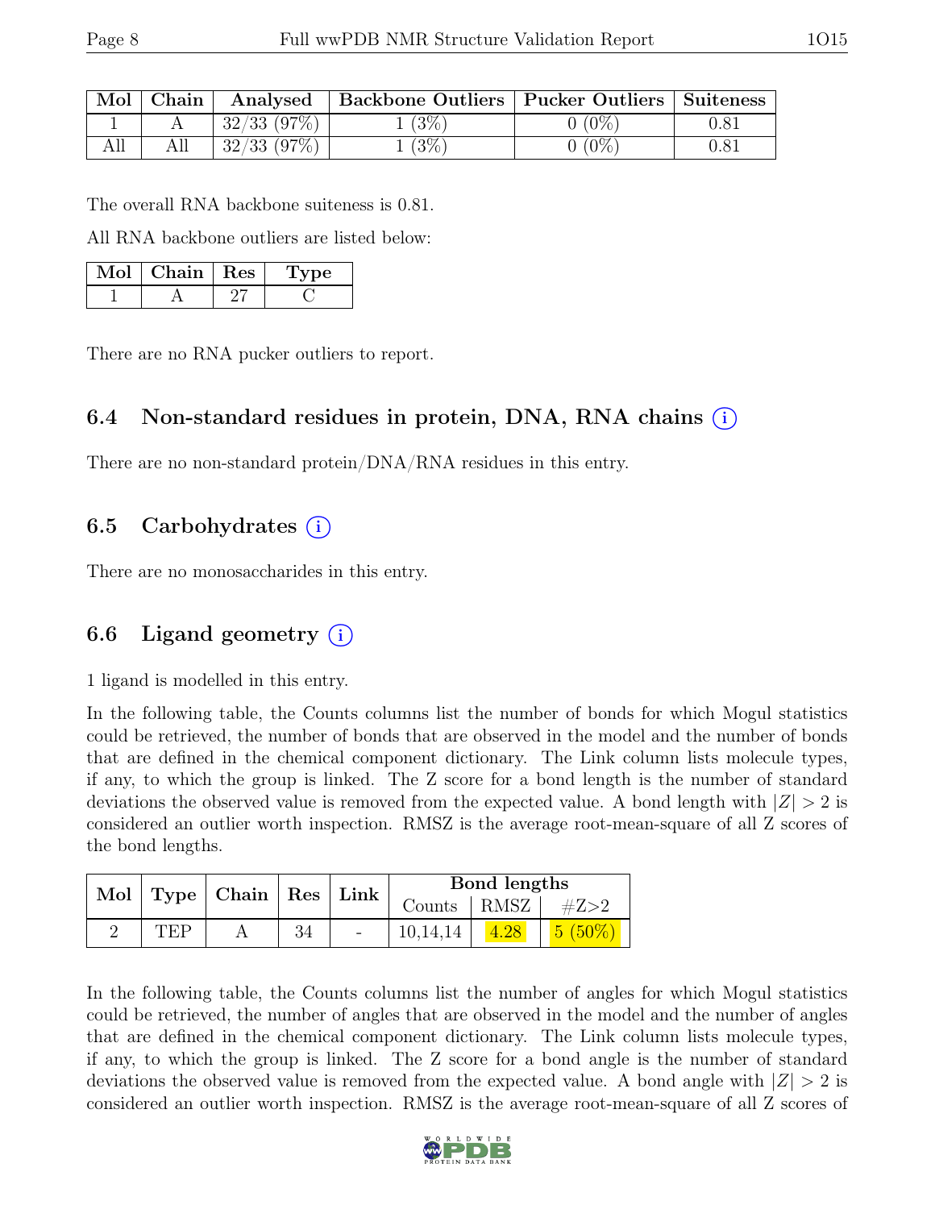| Mol | Chain | Analysed | Backbone Outliers | Pucker Outliers | Suiteness |
|---|---|---|---|---|---|
| 1 | A | 32/33 (97%) | 1 (3%) | 0 (0%) | 0.81 |
| All | All | 32/33 (97%) | 1 (3%) | 0 (0%) | 0.81 |

The overall RNA backbone suiteness is 0.81.

All RNA backbone outliers are listed below:

| Mol | Chain | Res | Type |
|---|---|---|---|
| 1 | A | 27 | C |

There are no RNA pucker outliers to report.

### 6.4 Non-standard residues in protein, DNA, RNA chains (i)

There are no non-standard protein/DNA/RNA residues in this entry.

### 6.5 Carbohydrates (i)

There are no monosaccharides in this entry.

### 6.6 Ligand geometry (i)

1 ligand is modelled in this entry.

In the following table, the Counts columns list the number of bonds for which Mogul statistics could be retrieved, the number of bonds that are observed in the model and the number of bonds that are defined in the chemical component dictionary. The Link column lists molecule types, if any, to which the group is linked. The Z score for a bond length is the number of standard deviations the observed value is removed from the expected value. A bond length with $|Z| > 2$ is considered an outlier worth inspection. RMSZ is the average root-mean-square of all Z scores of the bond lengths.

| Mol | Type | Chain | Res | Link | Bond lengths | | |
|---|---|---|---|---|---|---|---|
| | | | | | Counts | RMSZ | #Z>2 |
| 2 | TEP | A | 34 | - | 10,14,14 | 4.28 | 5 (50%) |

In the following table, the Counts columns list the number of angles for which Mogul statistics could be retrieved, the number of angles that are observed in the model and the number of angles that are defined in the chemical component dictionary. The Link column lists molecule types, if any, to which the group is linked. The Z score for a bond angle is the number of standard deviations the observed value is removed from the expected value. A bond angle with $|Z| > 2$ is considered an outlier worth inspection. RMSZ is the average root-mean-square of all Z scores of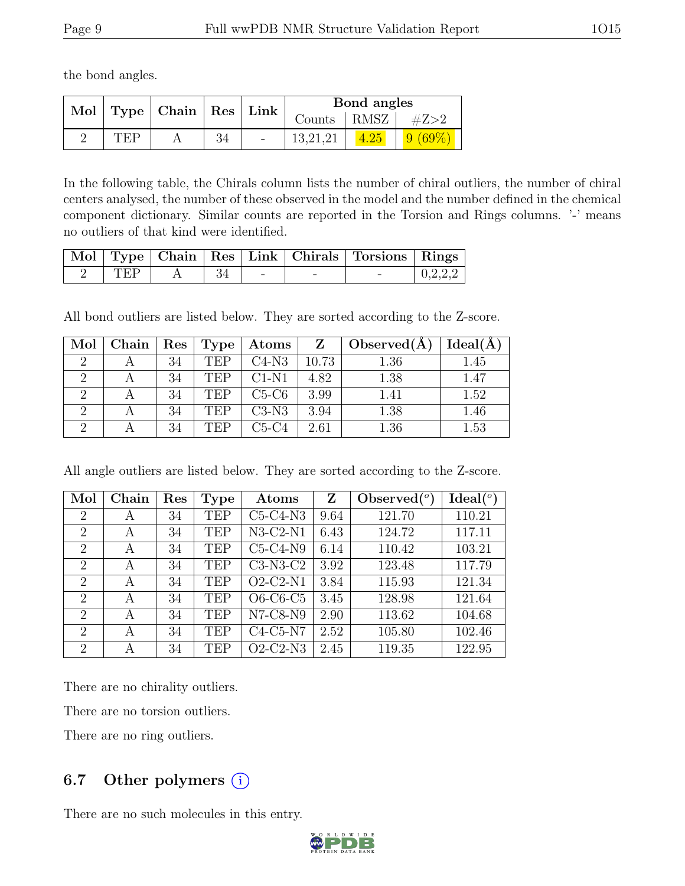the bond angles.

| Mol | Type | Chain | Res | Link | Bond angles | | |
|---|---|---|---|---|---|---|---|
| | | | | | Counts | RMSZ | #Z>2 |
| 2 | TEP | A | 34 | - | 13,21,21 | 4.25 | 9 (69%) |

In the following table, the Chirals column lists the number of chiral outliers, the number of chiral centers analysed, the number of these observed in the model and the number defined in the chemical component dictionary. Similar counts are reported in the Torsion and Rings columns. '-' means no outliers of that kind were identified.

| Mol | Type | Chain | Res | Link | Chirals | Torsions | Rings |
|---|---|---|---|---|---|---|---|
| 2 | TEP | A | 34 | - | - | - | 0,2,2,2 |

All bond outliers are listed below. They are sorted according to the Z-score.

| Mol | Chain | Res | Type | Atoms | Z | Observed(Å) | Ideal(Å) |
|---|---|---|---|---|---|---|---|
| 2 | A | 34 | TEP | C4-N3 | 10.73 | 1.36 | 1.45 |
| 2 | A | 34 | TEP | C1-N1 | 4.82 | 1.38 | 1.47 |
| 2 | A | 34 | TEP | C5-C6 | 3.99 | 1.41 | 1.52 |
| 2 | A | 34 | TEP | C3-N3 | 3.94 | 1.38 | 1.46 |
| 2 | A | 34 | TEP | C5-C4 | 2.61 | 1.36 | 1.53 |

All angle outliers are listed below. They are sorted according to the Z-score.

| Mol | Chain | Res | Type | Atoms | Z | Observed($^o$) | Ideal($^o$) |
|---|---|---|---|---|---|---|---|
| 2 | A | 34 | TEP | C5-C4-N3 | 9.64 | 121.70 | 110.21 |
| 2 | A | 34 | TEP | N3-C2-N1 | 6.43 | 124.72 | 117.11 |
| 2 | A | 34 | TEP | C5-C4-N9 | 6.14 | 110.42 | 103.21 |
| 2 | A | 34 | TEP | C3-N3-C2 | 3.92 | 123.48 | 117.79 |
| 2 | A | 34 | TEP | O2-C2-N1 | 3.84 | 115.93 | 121.34 |
| 2 | A | 34 | TEP | O6-C6-C5 | 3.45 | 128.98 | 121.64 |
| 2 | A | 34 | TEP | N7-C8-N9 | 2.90 | 113.62 | 104.68 |
| 2 | A | 34 | TEP | C4-C5-N7 | 2.52 | 105.80 | 102.46 |
| 2 | A | 34 | TEP | O2-C2-N3 | 2.45 | 119.35 | 122.95 |

There are no chirality outliers.

There are no torsion outliers.

There are no ring outliers.

## 6.7 Other polymers (i)

There are no such molecules in this entry.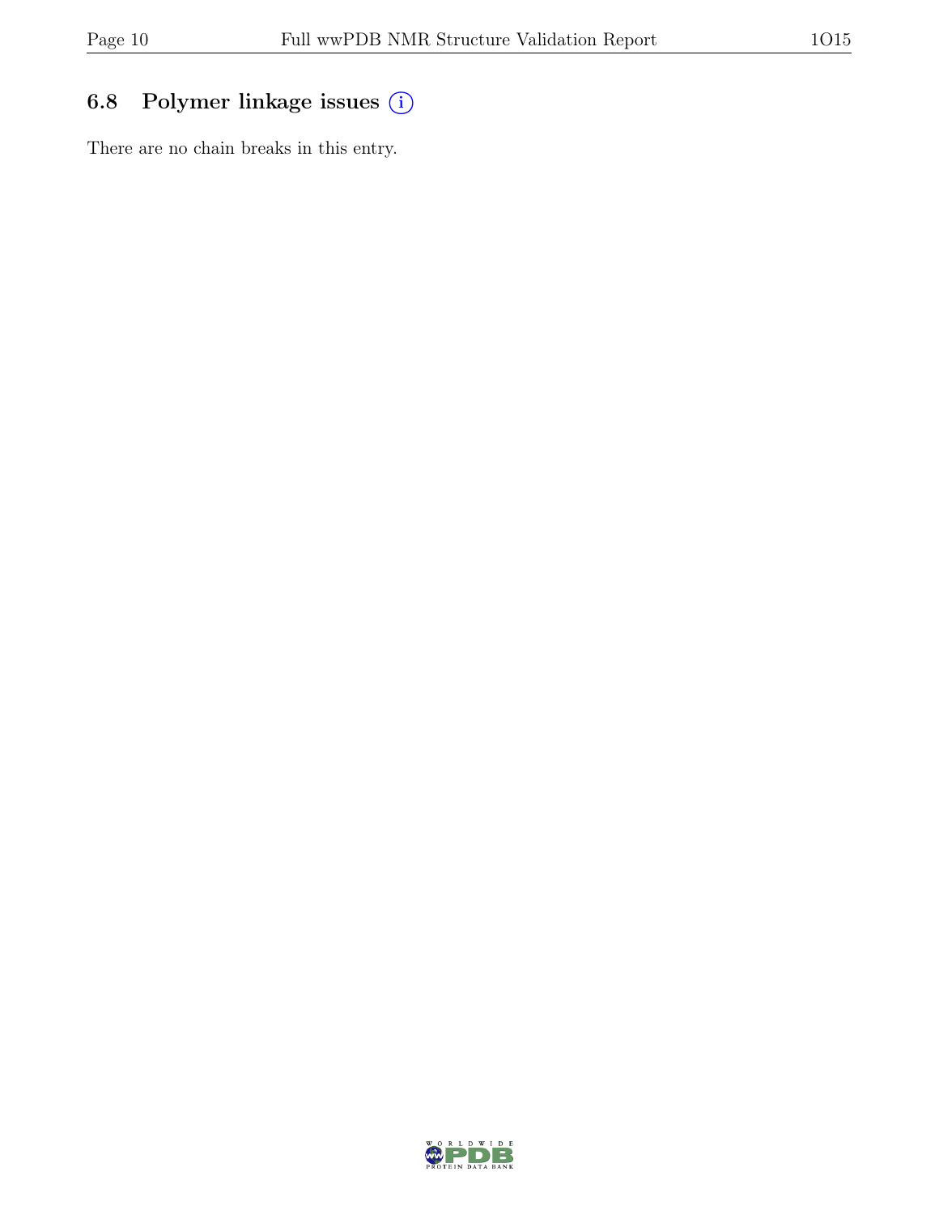### 6.8 Polymer linkage issues

There are no chain breaks in this entry.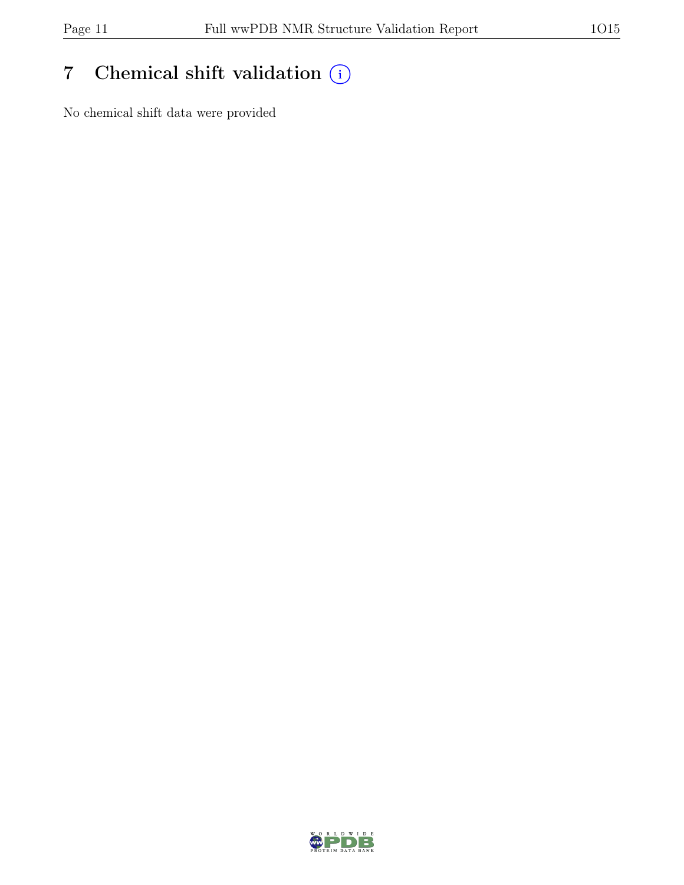# 7 Chemical shift validation

No chemical shift data were provided